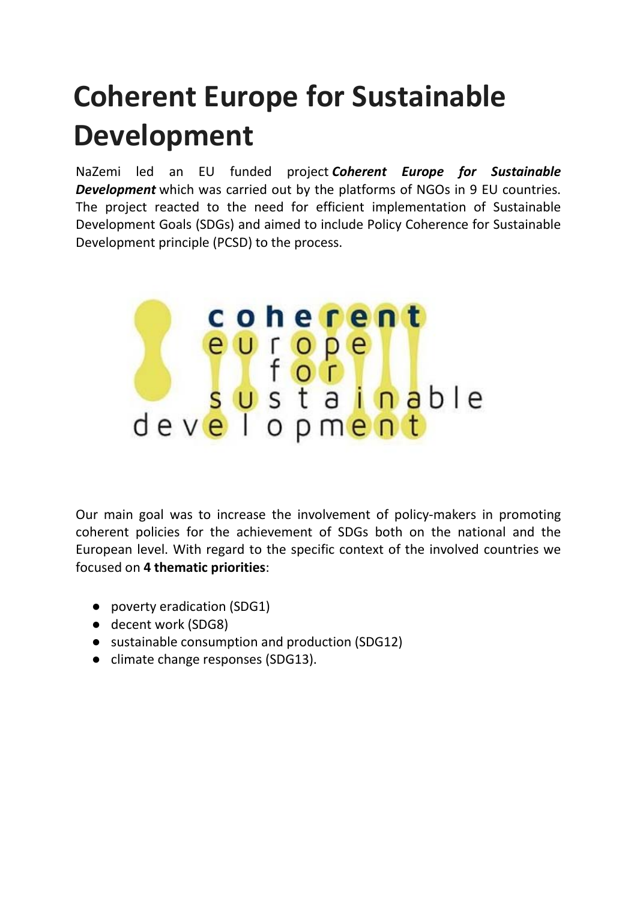# Coherent Europe for Sustainable Development

NaZemi led an EU funded project ***Coherent Europe for Sustainable Development*** which was carried out by the platforms of NGOs in 9 EU countries. The project reacted to the need for efficient implementation of Sustainable Development Goals (SDGs) and aimed to include Policy Coherence for Sustainable Development principle (PCSD) to the process.

Our main goal was to increase the involvement of policy-makers in promoting coherent policies for the achievement of SDGs both on the national and the European level. With regard to the specific context of the involved countries we focused on **4 thematic priorities**:

- poverty eradication (SDG1)
- decent work (SDG8)
- sustainable consumption and production (SDG12)
- climate change responses (SDG13).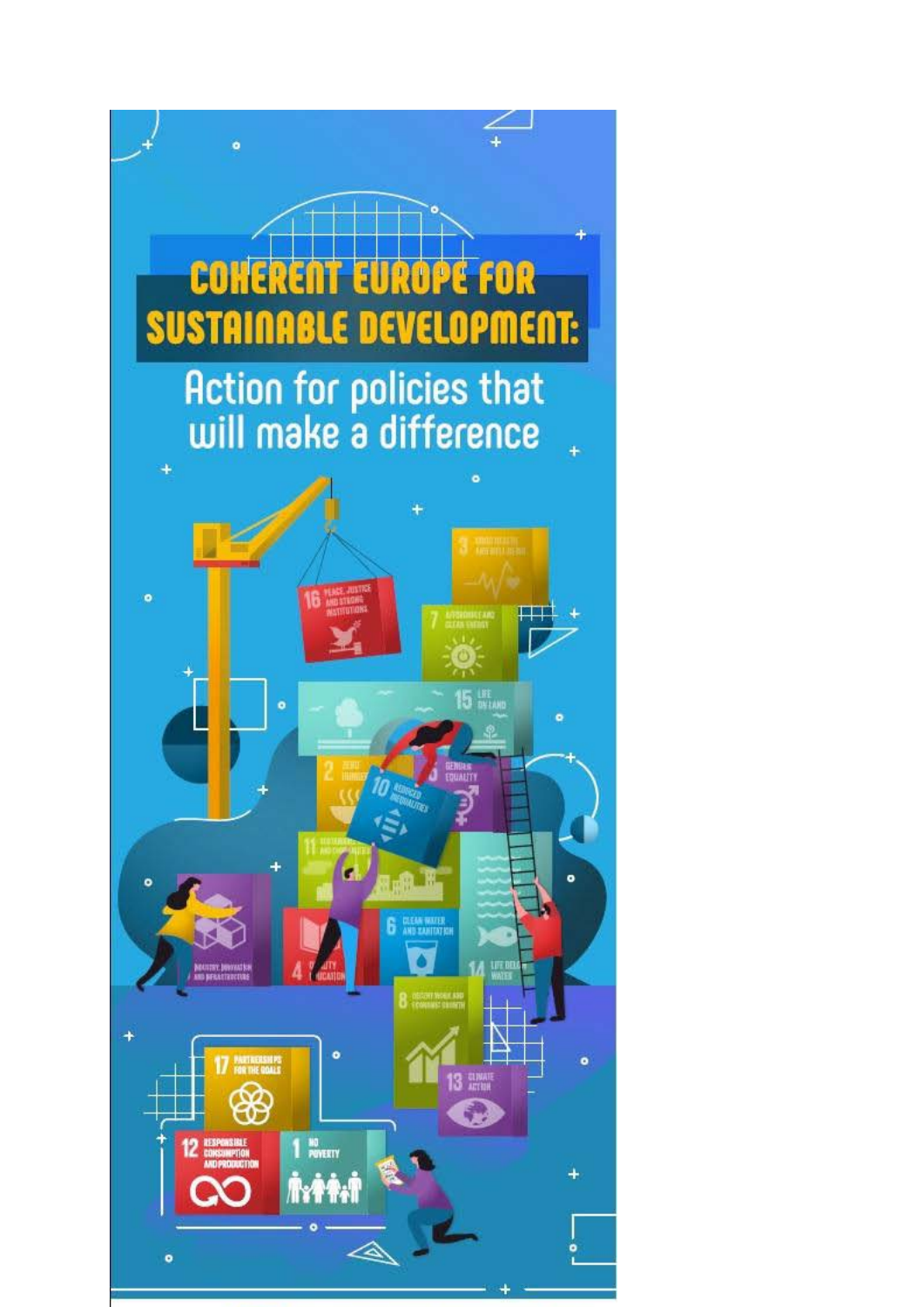# COHERENT EUROPE FOR SUSTAINABLE DEVELOPMENT:

## Action for policies that will make a difference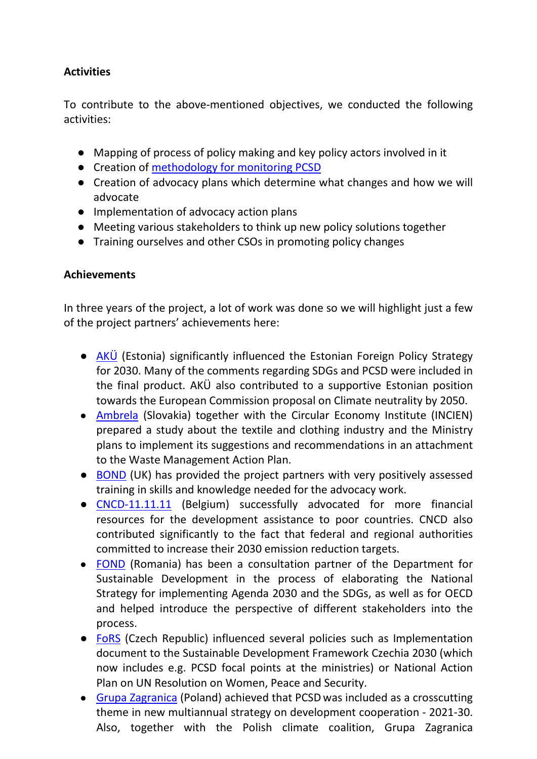**Activities**

To contribute to the above-mentioned objectives, we conducted the following activities:

- Mapping of process of policy making and key policy actors involved in it
- Creation of methodology for monitoring PCSD
- Creation of advocacy plans which determine what changes and how we will advocate
- Implementation of advocacy action plans
- Meeting various stakeholders to think up new policy solutions together
- Training ourselves and other CSOs in promoting policy changes

**Achievements**

In three years of the project, a lot of work was done so we will highlight just a few of the project partners' achievements here:

- AKÜ (Estonia) significantly influenced the Estonian Foreign Policy Strategy for 2030. Many of the comments regarding SDGs and PCSD were included in the final product. AKÜ also contributed to a supportive Estonian position towards the European Commission proposal on Climate neutrality by 2050.
- Ambrela (Slovakia) together with the Circular Economy Institute (INCIEN) prepared a study about the textile and clothing industry and the Ministry plans to implement its suggestions and recommendations in an attachment to the Waste Management Action Plan.
- BOND (UK) has provided the project partners with very positively assessed training in skills and knowledge needed for the advocacy work.
- CNCD-11.11.11 (Belgium) successfully advocated for more financial resources for the development assistance to poor countries. CNCD also contributed significantly to the fact that federal and regional authorities committed to increase their 2030 emission reduction targets.
- FOND (Romania) has been a consultation partner of the Department for Sustainable Development in the process of elaborating the National Strategy for implementing Agenda 2030 and the SDGs, as well as for OECD and helped introduce the perspective of different stakeholders into the process.
- FoRS (Czech Republic) influenced several policies such as Implementation document to the Sustainable Development Framework Czechia 2030 (which now includes e.g. PCSD focal points at the ministries) or National Action Plan on UN Resolution on Women, Peace and Security.
- Grupa Zagranica (Poland) achieved that PCSD was included as a crosscutting theme in new multiannual strategy on development cooperation - 2021-30. Also, together with the Polish climate coalition, Grupa Zagranica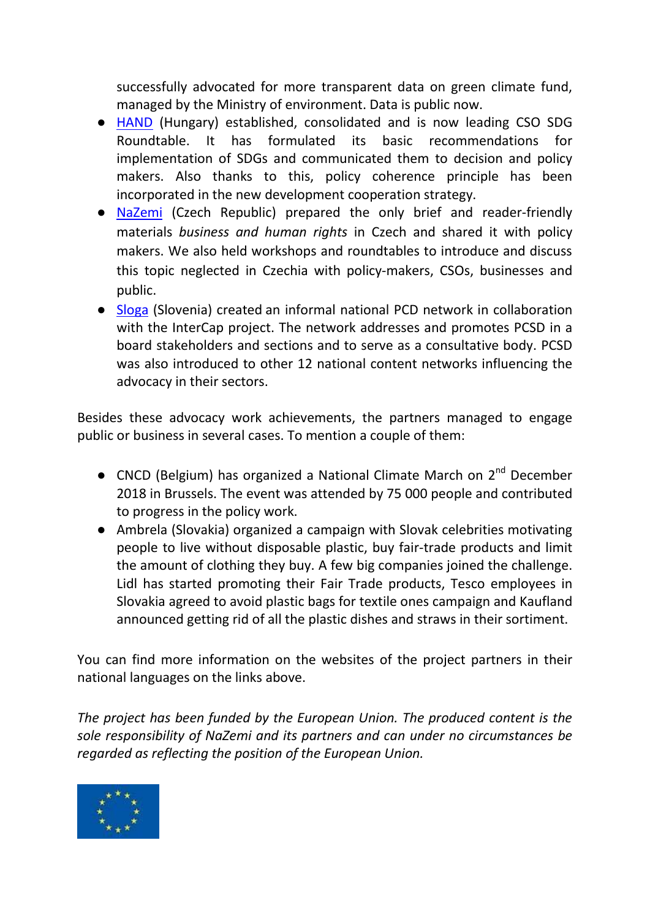successfully advocated for more transparent data on green climate fund, managed by the Ministry of environment. Data is public now.

- HAND (Hungary) established, consolidated and is now leading CSO SDG Roundtable. It has formulated its basic recommendations for implementation of SDGs and communicated them to decision and policy makers. Also thanks to this, policy coherence principle has been incorporated in the new development cooperation strategy.
- NaZemi (Czech Republic) prepared the only brief and reader-friendly materials *business and human rights* in Czech and shared it with policy makers. We also held workshops and roundtables to introduce and discuss this topic neglected in Czechia with policy-makers, CSOs, businesses and public.
- Sloga (Slovenia) created an informal national PCD network in collaboration with the InterCap project. The network addresses and promotes PCSD in a board stakeholders and sections and to serve as a consultative body. PCSD was also introduced to other 12 national content networks influencing the advocacy in their sectors.

Besides these advocacy work achievements, the partners managed to engage public or business in several cases. To mention a couple of them:

- CNCD (Belgium) has organized a National Climate March on 2nd December 2018 in Brussels. The event was attended by 75 000 people and contributed to progress in the policy work.
- Ambrela (Slovakia) organized a campaign with Slovak celebrities motivating people to live without disposable plastic, buy fair-trade products and limit the amount of clothing they buy. A few big companies joined the challenge. Lidl has started promoting their Fair Trade products, Tesco employees in Slovakia agreed to avoid plastic bags for textile ones campaign and Kaufland announced getting rid of all the plastic dishes and straws in their sortiment.

You can find more information on the websites of the project partners in their national languages on the links above.

*The project has been funded by the European Union. The produced content is the sole responsibility of NaZemi and its partners and can under no circumstances be regarded as reflecting the position of the European Union.*